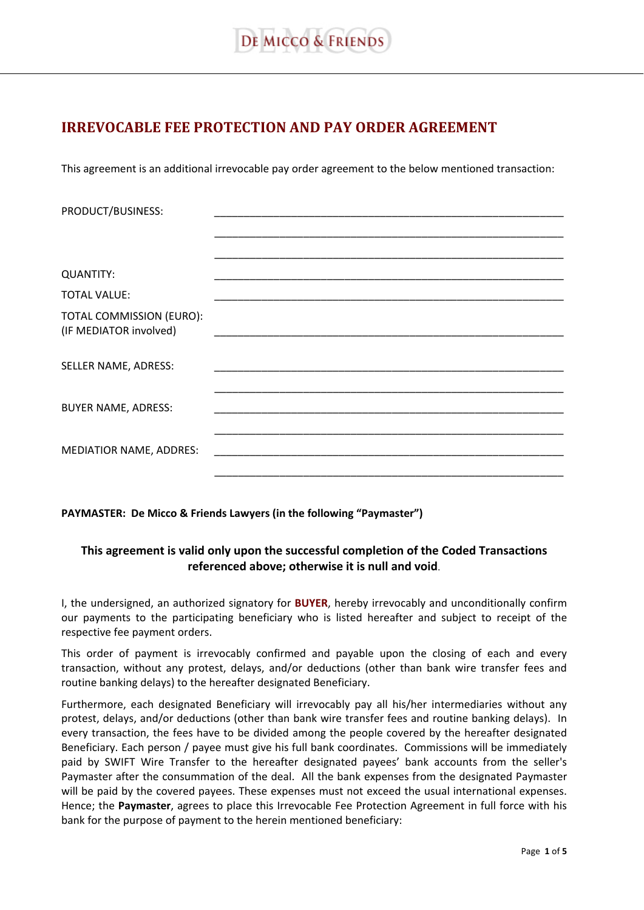# IRREVOCABLE FEE PROTECTION AND PAY ORDER AGREEMENT

This agreement is an additional irrevocable pay order agreement to the below mentioned transaction:

| | |
|---|---|
| PRODUCT/BUSINESS: | ______________________________________________ |
| | ______________________________________________ |
| | ______________________________________________ |
| QUANTITY: | ______________________________________________ |
| TOTAL VALUE: | ______________________________________________ |
| TOTAL COMMISSION (EURO): (IF MEDIATOR involved) | ______________________________________________ |
| SELLER NAME, ADRESS: | ______________________________________________ |
| | ______________________________________________ |
| BUYER NAME, ADRESS: | ______________________________________________ |
| | ______________________________________________ |
| MEDIATIOR NAME, ADDRES: | ______________________________________________ |
| | ______________________________________________ |

**PAYMASTER: De Micco & Friends Lawyers (in the following "Paymaster")**

**This agreement is valid only upon the successful completion of the Coded Transactions referenced above; otherwise it is null and void**.

I, the undersigned, an authorized signatory for **BUYER**, hereby irrevocably and unconditionally confirm our payments to the participating beneficiary who is listed hereafter and subject to receipt of the respective fee payment orders.

This order of payment is irrevocably confirmed and payable upon the closing of each and every transaction, without any protest, delays, and/or deductions (other than bank wire transfer fees and routine banking delays) to the hereafter designated Beneficiary.

Furthermore, each designated Beneficiary will irrevocably pay all his/her intermediaries without any protest, delays, and/or deductions (other than bank wire transfer fees and routine banking delays). In every transaction, the fees have to be divided among the people covered by the hereafter designated Beneficiary. Each person / payee must give his full bank coordinates. Commissions will be immediately paid by SWIFT Wire Transfer to the hereafter designated payees' bank accounts from the seller's Paymaster after the consummation of the deal. All the bank expenses from the designated Paymaster will be paid by the covered payees. These expenses must not exceed the usual international expenses. Hence; the **Paymaster**, agrees to place this Irrevocable Fee Protection Agreement in full force with his bank for the purpose of payment to the herein mentioned beneficiary: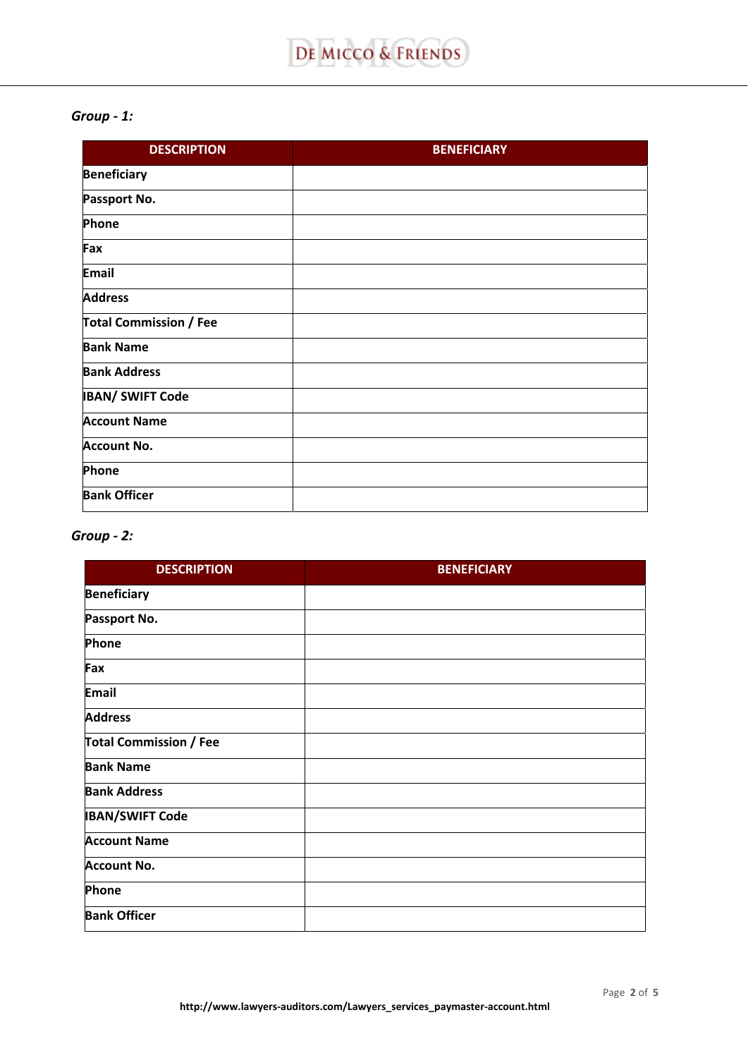*Group - 1:*

| DESCRIPTION | BENEFICIARY |
|---|---|
| **Beneficiary** | |
| **Passport No.** | |
| **Phone** | |
| **Fax** | |
| **Email** | |
| **Address** | |
| **Total Commission / Fee** | |
| **Bank Name** | |
| **Bank Address** | |
| **IBAN/ SWIFT Code** | |
| **Account Name** | |
| **Account No.** | |
| **Phone** | |
| **Bank Officer** | |

*Group - 2:*

| DESCRIPTION | BENEFICIARY |
|---|---|
| **Beneficiary** | |
| **Passport No.** | |
| **Phone** | |
| **Fax** | |
| **Email** | |
| **Address** | |
| **Total Commission / Fee** | |
| **Bank Name** | |
| **Bank Address** | |
| **IBAN/SWIFT Code** | |
| **Account Name** | |
| **Account No.** | |
| **Phone** | |
| **Bank Officer** | |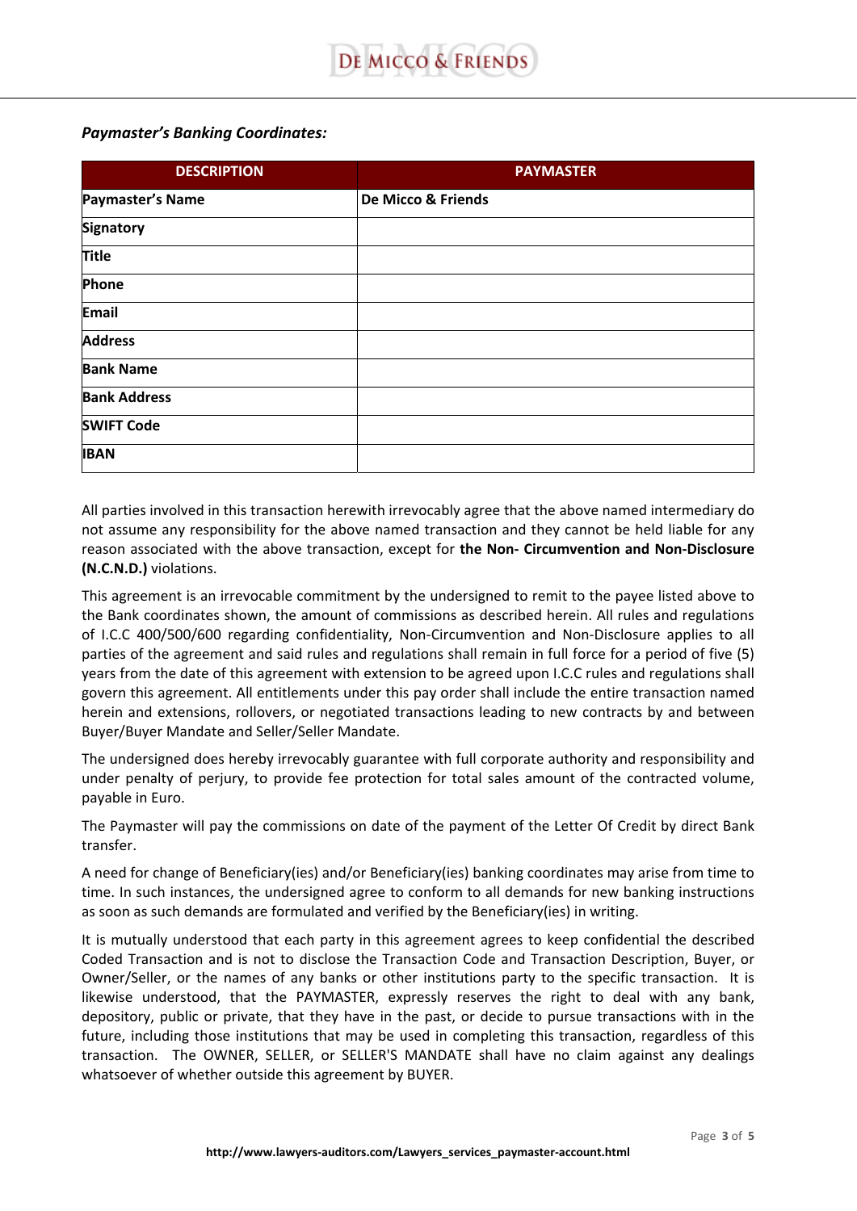***Paymaster's Banking Coordinates:***

| DESCRIPTION | PAYMASTER |
| --- | --- |
| **Paymaster's Name** | **De Micco & Friends** |
| **Signatory** | |
| **Title** | |
| **Phone** | |
| **Email** | |
| **Address** | |
| **Bank Name** | |
| **Bank Address** | |
| **SWIFT Code** | |
| **IBAN** | |

All parties involved in this transaction herewith irrevocably agree that the above named intermediary do not assume any responsibility for the above named transaction and they cannot be held liable for any reason associated with the above transaction, except for **the Non- Circumvention and Non-Disclosure (N.C.N.D.)** violations.

This agreement is an irrevocable commitment by the undersigned to remit to the payee listed above to the Bank coordinates shown, the amount of commissions as described herein. All rules and regulations of I.C.C 400/500/600 regarding confidentiality, Non-Circumvention and Non-Disclosure applies to all parties of the agreement and said rules and regulations shall remain in full force for a period of five (5) years from the date of this agreement with extension to be agreed upon I.C.C rules and regulations shall govern this agreement. All entitlements under this pay order shall include the entire transaction named herein and extensions, rollovers, or negotiated transactions leading to new contracts by and between Buyer/Buyer Mandate and Seller/Seller Mandate.

The undersigned does hereby irrevocably guarantee with full corporate authority and responsibility and under penalty of perjury, to provide fee protection for total sales amount of the contracted volume, payable in Euro.

The Paymaster will pay the commissions on date of the payment of the Letter Of Credit by direct Bank transfer.

A need for change of Beneficiary(ies) and/or Beneficiary(ies) banking coordinates may arise from time to time. In such instances, the undersigned agree to conform to all demands for new banking instructions as soon as such demands are formulated and verified by the Beneficiary(ies) in writing.

It is mutually understood that each party in this agreement agrees to keep confidential the described Coded Transaction and is not to disclose the Transaction Code and Transaction Description, Buyer, or Owner/Seller, or the names of any banks or other institutions party to the specific transaction. It is likewise understood, that the PAYMASTER, expressly reserves the right to deal with any bank, depository, public or private, that they have in the past, or decide to pursue transactions with in the future, including those institutions that may be used in completing this transaction, regardless of this transaction. The OWNER, SELLER, or SELLER'S MANDATE shall have no claim against any dealings whatsoever of whether outside this agreement by BUYER.

**http://www.lawyers-auditors.com/Lawyers_services_paymaster-account.html**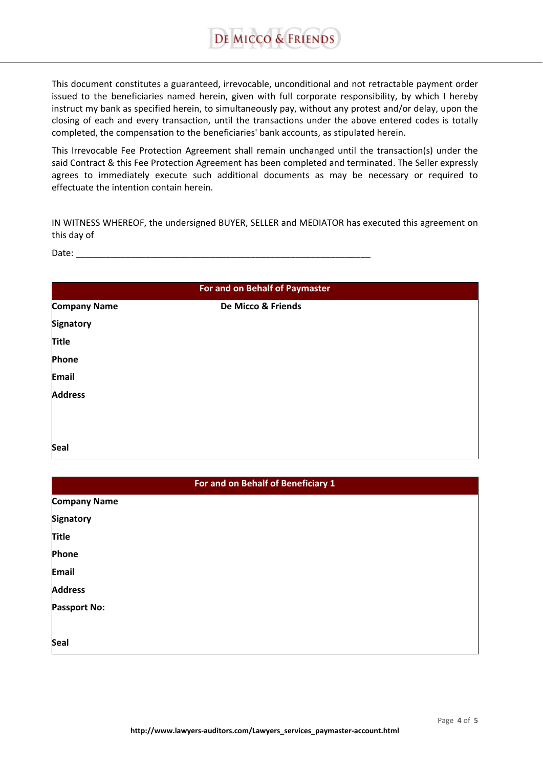This document constitutes a guaranteed, irrevocable, unconditional and not retractable payment order issued to the beneficiaries named herein, given with full corporate responsibility, by which I hereby instruct my bank as specified herein, to simultaneously pay, without any protest and/or delay, upon the closing of each and every transaction, until the transactions under the above entered codes is totally completed, the compensation to the beneficiaries' bank accounts, as stipulated herein.

This Irrevocable Fee Protection Agreement shall remain unchanged until the transaction(s) under the said Contract & this Fee Protection Agreement has been completed and terminated. The Seller expressly agrees to immediately execute such additional documents as may be necessary or required to effectuate the intention contain herein.

IN WITNESS WHEREOF, the undersigned BUYER, SELLER and MEDIATOR has executed this agreement on this day of

Date: ___________________________________________________________

| For and on Behalf of Paymaster | |
|---|---|
| **Company Name** | **De Micco & Friends** |
| **Signatory** | |
| **Title** | |
| **Phone** | |
| **Email** | |
| **Address** | |
| **Seal** | |

| For and on Behalf of Beneficiary 1 | |
|---|---|
| **Company Name** | |
| **Signatory** | |
| **Title** | |
| **Phone** | |
| **Email** | |
| **Address** | |
| **Passport No:** | |
| **Seal** | |

**http://www.lawyers-auditors.com/Lawyers_services_paymaster-account.html**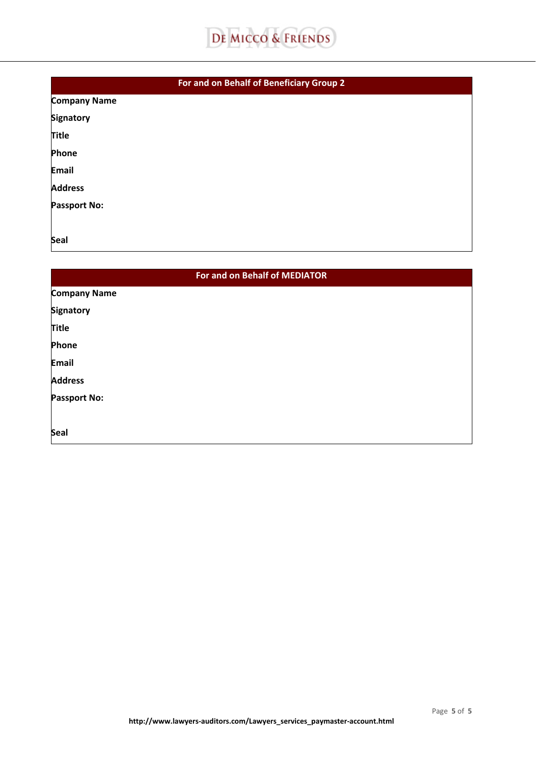| For and on Behalf of Beneficiary Group 2 |
| --- |
| **Company Name** |
| **Signatory** |
| **Title** |
| **Phone** |
| **Email** |
| **Address** |
| **Passport No:** |
| |
| **Seal** |

| For and on Behalf of MEDIATOR |
| --- |
| **Company Name** |
| **Signatory** |
| **Title** |
| **Phone** |
| **Email** |
| **Address** |
| **Passport No:** |
| |
| **Seal** |